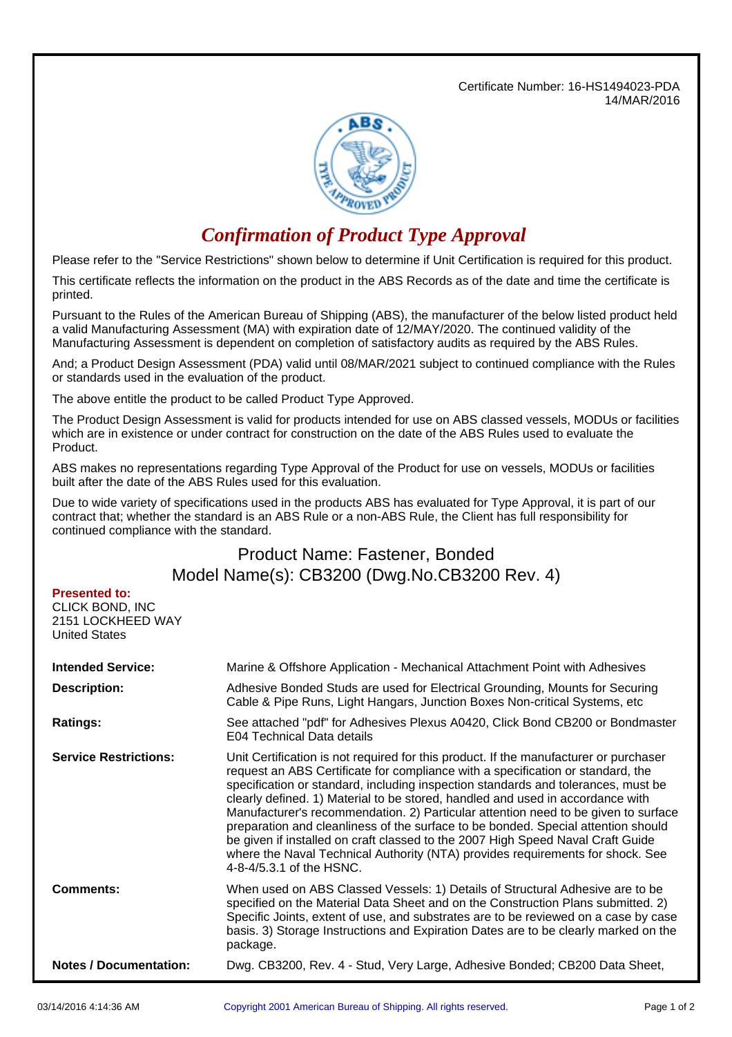Certificate Number: 16-HS1494023-PDA
14/MAR/2016

# *Confirmation of Product Type Approval*

Please refer to the "Service Restrictions" shown below to determine if Unit Certification is required for this product.

This certificate reflects the information on the product in the ABS Records as of the date and time the certificate is printed.

Pursuant to the Rules of the American Bureau of Shipping (ABS), the manufacturer of the below listed product held a valid Manufacturing Assessment (MA) with expiration date of 12/MAY/2020. The continued validity of the Manufacturing Assessment is dependent on completion of satisfactory audits as required by the ABS Rules.

And; a Product Design Assessment (PDA) valid until 08/MAR/2021 subject to continued compliance with the Rules or standards used in the evaluation of the product.

The above entitle the product to be called Product Type Approved.

The Product Design Assessment is valid for products intended for use on ABS classed vessels, MODUs or facilities which are in existence or under contract for construction on the date of the ABS Rules used to evaluate the Product.

ABS makes no representations regarding Type Approval of the Product for use on vessels, MODUs or facilities built after the date of the ABS Rules used for this evaluation.

Due to wide variety of specifications used in the products ABS has evaluated for Type Approval, it is part of our contract that; whether the standard is an ABS Rule or a non-ABS Rule, the Client has full responsibility for continued compliance with the standard.

## Product Name: Fastener, Bonded
## Model Name(s): CB3200 (Dwg.No.CB3200 Rev. 4)

**Presented to:**
CLICK BOND, INC
2151 LOCKHEED WAY
United States

| | |
|---|---|
| **Intended Service:** | Marine & Offshore Application - Mechanical Attachment Point with Adhesives |
| **Description:** | Adhesive Bonded Studs are used for Electrical Grounding, Mounts for Securing Cable & Pipe Runs, Light Hangars, Junction Boxes Non-critical Systems, etc |
| **Ratings:** | See attached "pdf" for Adhesives Plexus A0420, Click Bond CB200 or Bondmaster E04 Technical Data details |
| **Service Restrictions:** | Unit Certification is not required for this product. If the manufacturer or purchaser request an ABS Certificate for compliance with a specification or standard, the specification or standard, including inspection standards and tolerances, must be clearly defined. 1) Material to be stored, handled and used in accordance with Manufacturer's recommendation. 2) Particular attention need to be given to surface preparation and cleanliness of the surface to be bonded. Special attention should be given if installed on craft classed to the 2007 High Speed Naval Craft Guide where the Naval Technical Authority (NTA) provides requirements for shock. See 4-8-4/5.3.1 of the HSNC. |
| **Comments:** | When used on ABS Classed Vessels: 1) Details of Structural Adhesive are to be specified on the Material Data Sheet and on the Construction Plans submitted. 2) Specific Joints, extent of use, and substrates are to be reviewed on a case by case basis. 3) Storage Instructions and Expiration Dates are to be clearly marked on the package. |
| **Notes / Documentation:** | Dwg. CB3200, Rev. 4 - Stud, Very Large, Adhesive Bonded; CB200 Data Sheet, |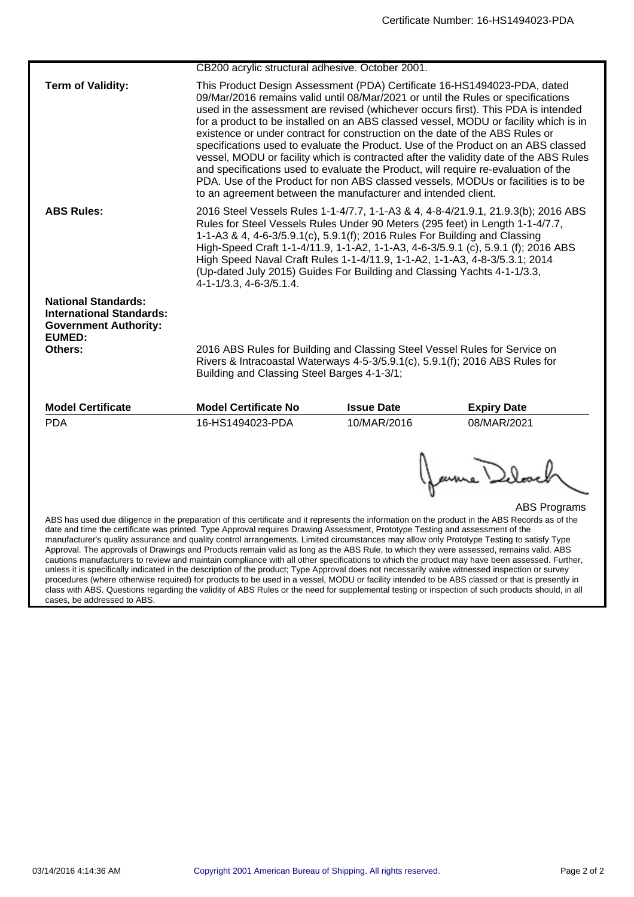CB200 acrylic structural adhesive. October 2001.

| | |
|---|---|
| **Term of Validity:** | This Product Design Assessment (PDA) Certificate 16-HS1494023-PDA, dated 09/Mar/2016 remains valid until 08/Mar/2021 or until the Rules or specifications used in the assessment are revised (whichever occurs first). This PDA is intended for a product to be installed on an ABS classed vessel, MODU or facility which is in existence or under contract for construction on the date of the ABS Rules or specifications used to evaluate the Product. Use of the Product on an ABS classed vessel, MODU or facility which is contracted after the validity date of the ABS Rules and specifications used to evaluate the Product, will require re-evaluation of the PDA. Use of the Product for non ABS classed vessels, MODUs or facilities is to be to an agreement between the manufacturer and intended client. |
| **ABS Rules:** | 2016 Steel Vessels Rules 1-1-4/7.7, 1-1-A3 & 4, 4-8-4/21.9.1, 21.9.3(b); 2016 ABS Rules for Steel Vessels Rules Under 90 Meters (295 feet) in Length 1-1-4/7.7, 1-1-A3 & 4, 4-6-3/5.9.1(c), 5.9.1(f); 2016 Rules For Building and Classing High-Speed Craft 1-1-4/11.9, 1-1-A2, 1-1-A3, 4-6-3/5.9.1 (c), 5.9.1 (f); 2016 ABS High Speed Naval Craft Rules 1-1-4/11.9, 1-1-A2, 1-1-A3, 4-8-3/5.3.1; 2014 (Up-dated July 2015) Guides For Building and Classing Yachts 4-1-1/3.3, 4-1-1/3.3, 4-6-3/5.1.4. |
| **National Standards:** | |
| **International Standards:** | |
| **Government Authority:** | |
| **EUMED:** | |
| **Others:** | 2016 ABS Rules for Building and Classing Steel Vessel Rules for Service on Rivers & Intracoastal Waterways 4-5-3/5.9.1(c), 5.9.1(f); 2016 ABS Rules for Building and Classing Steel Barges 4-1-3/1; |

| Model Certificate | Model Certificate No | Issue Date | Expiry Date |
|---|---|---|---|
| PDA | 16-HS1494023-PDA | 10/MAR/2016 | 08/MAR/2021 |

ABS Programs

ABS has used due diligence in the preparation of this certificate and it represents the information on the product in the ABS Records as of the date and time the certificate was printed. Type Approval requires Drawing Assessment, Prototype Testing and assessment of the manufacturer's quality assurance and quality control arrangements. Limited circumstances may allow only Prototype Testing to satisfy Type Approval. The approvals of Drawings and Products remain valid as long as the ABS Rule, to which they were assessed, remains valid. ABS cautions manufacturers to review and maintain compliance with all other specifications to which the product may have been assessed. Further, unless it is specifically indicated in the description of the product; Type Approval does not necessarily waive witnessed inspection or survey procedures (where otherwise required) for products to be used in a vessel, MODU or facility intended to be ABS classed or that is presently in class with ABS. Questions regarding the validity of ABS Rules or the need for supplemental testing or inspection of such products should, in all cases, be addressed to ABS.

03/14/2016 4:14:36 AM Copyright 2001 American Bureau of Shipping. All rights reserved.